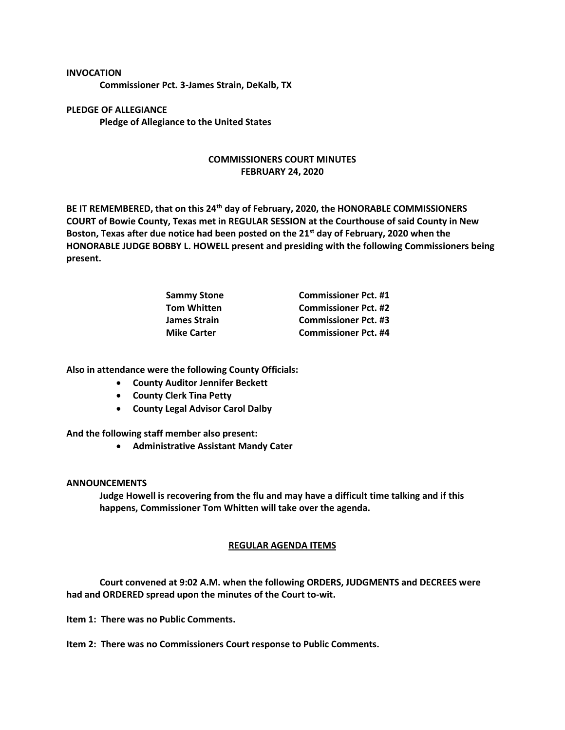**INVOCATION**

**Commissioner Pct. 3-James Strain, DeKalb, TX**

**PLEDGE OF ALLEGIANCE**

**Pledge of Allegiance to the United States**

# COMMISSIONERS COURT MINUTES
## FEBRUARY 24, 2020

**BE IT REMEMBERED, that on this 24th day of February, 2020, the HONORABLE COMMISSIONERS COURT of Bowie County, Texas met in REGULAR SESSION at the Courthouse of said County in New Boston, Texas after due notice had been posted on the 21st day of February, 2020 when the HONORABLE JUDGE BOBBY L. HOWELL present and presiding with the following Commissioners being present.**

| | |
|---|---|
| **Sammy Stone** | **Commissioner Pct. #1** |
| **Tom Whitten** | **Commissioner Pct. #2** |
| **James Strain** | **Commissioner Pct. #3** |
| **Mike Carter** | **Commissioner Pct. #4** |

**Also in attendance were the following County Officials:**

- **County Auditor Jennifer Beckett**
- **County Clerk Tina Petty**
- **County Legal Advisor Carol Dalby**

**And the following staff member also present:**

- **Administrative Assistant Mandy Cater**

**ANNOUNCEMENTS**

**Judge Howell is recovering from the flu and may have a difficult time talking and if this happens, Commissioner Tom Whitten will take over the agenda.**

## REGULAR AGENDA ITEMS

**Court convened at 9:02 A.M. when the following ORDERS, JUDGMENTS and DECREES were had and ORDERED spread upon the minutes of the Court to-wit.**

**Item 1: There was no Public Comments.**

**Item 2: There was no Commissioners Court response to Public Comments.**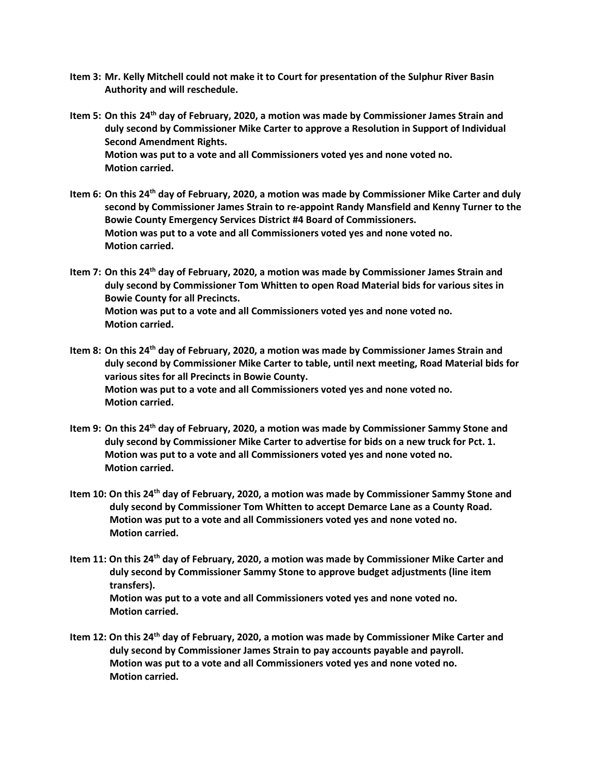**Item 3: Mr. Kelly Mitchell could not make it to Court for presentation of the Sulphur River Basin Authority and will reschedule.**

**Item 5: On this 24th day of February, 2020, a motion was made by Commissioner James Strain and duly second by Commissioner Mike Carter to approve a Resolution in Support of Individual Second Amendment Rights.**
**Motion was put to a vote and all Commissioners voted yes and none voted no.**
**Motion carried.**

**Item 6: On this 24th day of February, 2020, a motion was made by Commissioner Mike Carter and duly second by Commissioner James Strain to re-appoint Randy Mansfield and Kenny Turner to the Bowie County Emergency Services District #4 Board of Commissioners.**
**Motion was put to a vote and all Commissioners voted yes and none voted no.**
**Motion carried.**

**Item 7: On this 24th day of February, 2020, a motion was made by Commissioner James Strain and duly second by Commissioner Tom Whitten to open Road Material bids for various sites in Bowie County for all Precincts.**
**Motion was put to a vote and all Commissioners voted yes and none voted no.**
**Motion carried.**

**Item 8: On this 24th day of February, 2020, a motion was made by Commissioner James Strain and duly second by Commissioner Mike Carter to table, until next meeting, Road Material bids for various sites for all Precincts in Bowie County.**
**Motion was put to a vote and all Commissioners voted yes and none voted no.**
**Motion carried.**

**Item 9: On this 24th day of February, 2020, a motion was made by Commissioner Sammy Stone and duly second by Commissioner Mike Carter to advertise for bids on a new truck for Pct. 1.**
**Motion was put to a vote and all Commissioners voted yes and none voted no.**
**Motion carried.**

**Item 10: On this 24th day of February, 2020, a motion was made by Commissioner Sammy Stone and duly second by Commissioner Tom Whitten to accept Demarce Lane as a County Road.**
**Motion was put to a vote and all Commissioners voted yes and none voted no.**
**Motion carried.**

**Item 11: On this 24th day of February, 2020, a motion was made by Commissioner Mike Carter and duly second by Commissioner Sammy Stone to approve budget adjustments (line item transfers).**
**Motion was put to a vote and all Commissioners voted yes and none voted no.**
**Motion carried.**

**Item 12: On this 24th day of February, 2020, a motion was made by Commissioner Mike Carter and duly second by Commissioner James Strain to pay accounts payable and payroll.**
**Motion was put to a vote and all Commissioners voted yes and none voted no.**
**Motion carried.**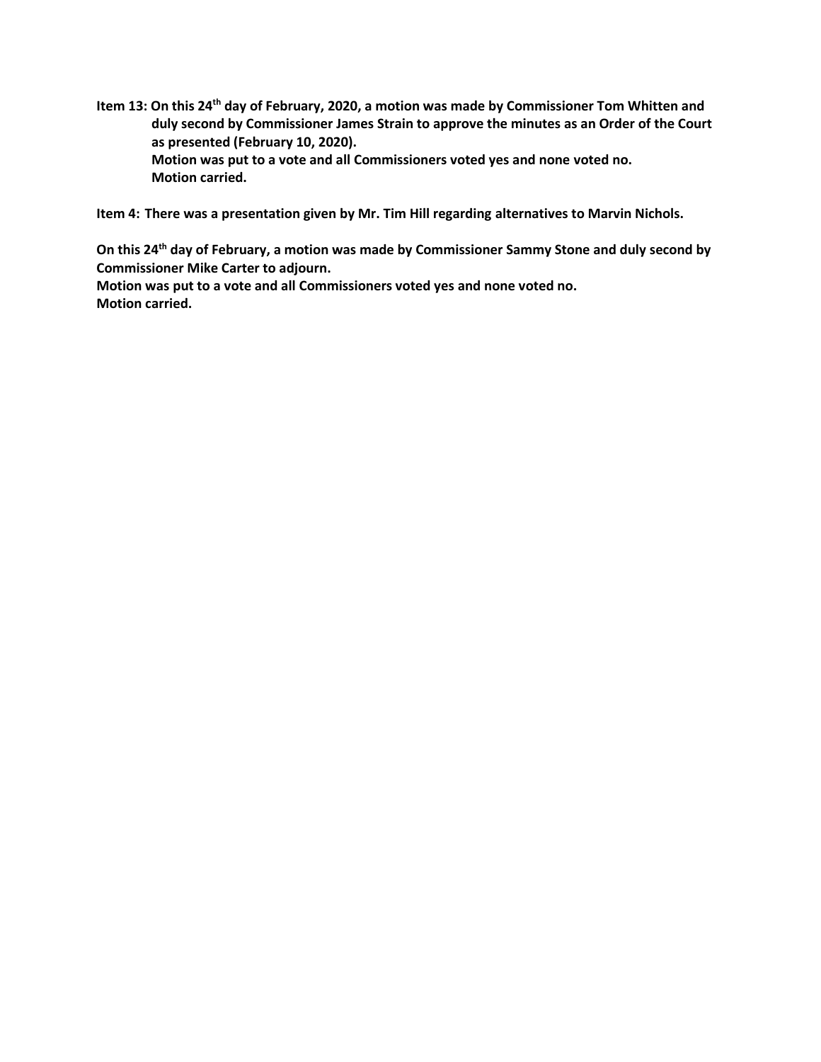**Item 13: On this 24th day of February, 2020, a motion was made by Commissioner Tom Whitten and duly second by Commissioner James Strain to approve the minutes as an Order of the Court as presented (February 10, 2020).**
**Motion was put to a vote and all Commissioners voted yes and none voted no.**
**Motion carried.**

**Item 4: There was a presentation given by Mr. Tim Hill regarding alternatives to Marvin Nichols.**

**On this 24th day of February, a motion was made by Commissioner Sammy Stone and duly second by Commissioner Mike Carter to adjourn.**
**Motion was put to a vote and all Commissioners voted yes and none voted no.**
**Motion carried.**